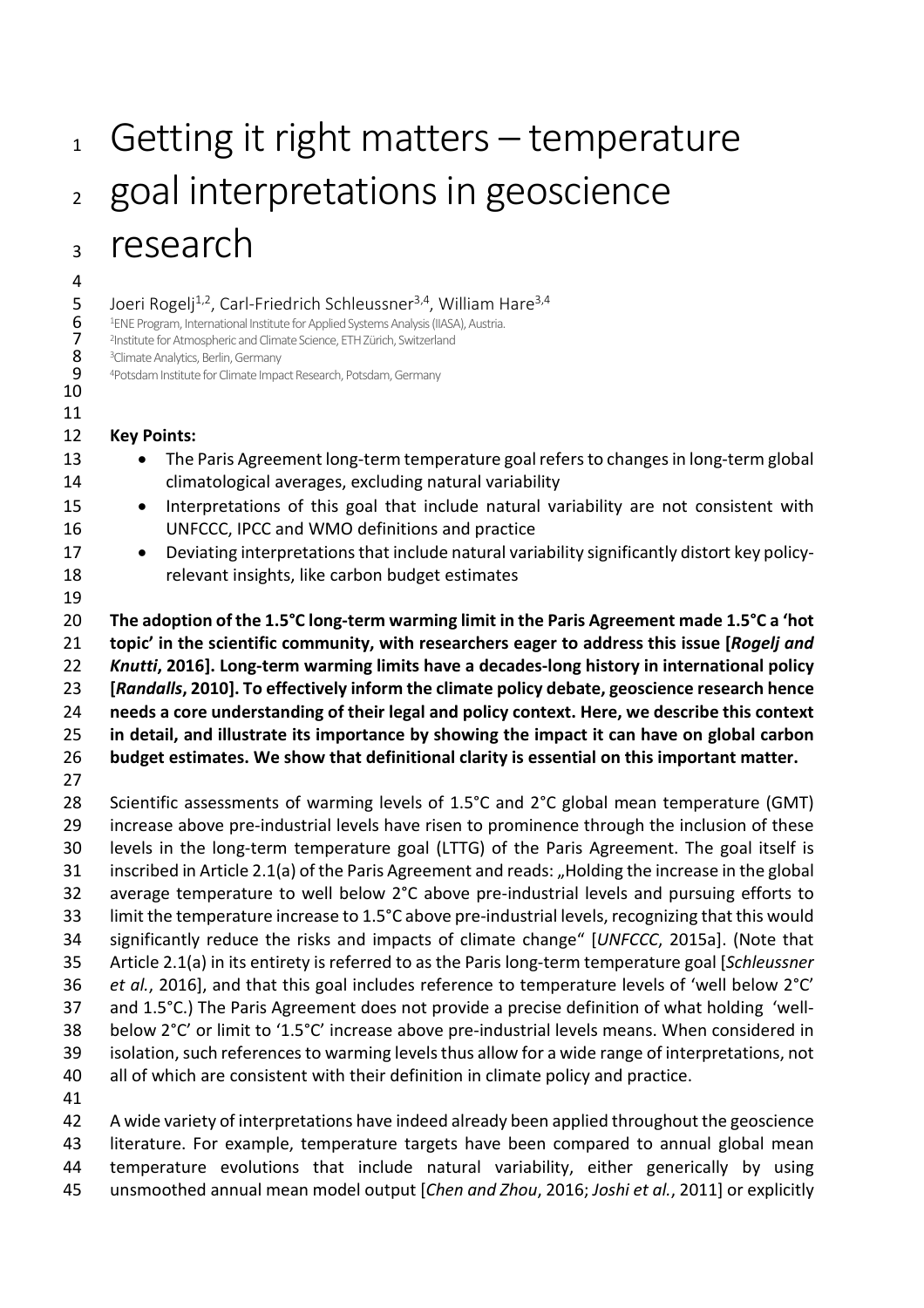# Getting it right matters – temperature goal interpretations in geoscience research

Joeri Rogelj[1,2], Carl-Friedrich Schleussner[3,4], William Hare[3,4]

[1]ENE Program, International Institute for Applied Systems Analysis (IIASA), Austria.
[2]Institute for Atmospheric and Climate Science, ETH Zürich, Switzerland
[3]Climate Analytics, Berlin, Germany
[4]Potsdam Institute for Climate Impact Research, Potsdam, Germany

**Key Points:**

- The Paris Agreement long-term temperature goal refers to changes in long-term global climatological averages, excluding natural variability
- Interpretations of this goal that include natural variability are not consistent with UNFCCC, IPCC and WMO definitions and practice
- Deviating interpretations that include natural variability significantly distort key policy-relevant insights, like carbon budget estimates

**The adoption of the 1.5°C long-term warming limit in the Paris Agreement made 1.5°C a 'hot topic' in the scientific community, with researchers eager to address this issue [*Rogelj and Knutti*, 2016]. Long-term warming limits have a decades-long history in international policy [*Randalls*, 2010]. To effectively inform the climate policy debate, geoscience research hence needs a core understanding of their legal and policy context. Here, we describe this context in detail, and illustrate its importance by showing the impact it can have on global carbon budget estimates. We show that definitional clarity is essential on this important matter.**

Scientific assessments of warming levels of 1.5°C and 2°C global mean temperature (GMT) increase above pre-industrial levels have risen to prominence through the inclusion of these levels in the long-term temperature goal (LTTG) of the Paris Agreement. The goal itself is inscribed in Article 2.1(a) of the Paris Agreement and reads: „Holding the increase in the global average temperature to well below 2°C above pre-industrial levels and pursuing efforts to limit the temperature increase to 1.5°C above pre-industrial levels, recognizing that this would significantly reduce the risks and impacts of climate change" [*UNFCCC*, 2015a]. (Note that Article 2.1(a) in its entirety is referred to as the Paris long-term temperature goal [*Schleussner et al.*, 2016], and that this goal includes reference to temperature levels of 'well below 2°C' and 1.5°C.) The Paris Agreement does not provide a precise definition of what holding 'well-below 2°C' or limit to '1.5°C' increase above pre-industrial levels means. When considered in isolation, such references to warming levels thus allow for a wide range of interpretations, not all of which are consistent with their definition in climate policy and practice.

A wide variety of interpretations have indeed already been applied throughout the geoscience literature. For example, temperature targets have been compared to annual global mean temperature evolutions that include natural variability, either generically by using unsmoothed annual mean model output [*Chen and Zhou*, 2016; *Joshi et al.*, 2011] or explicitly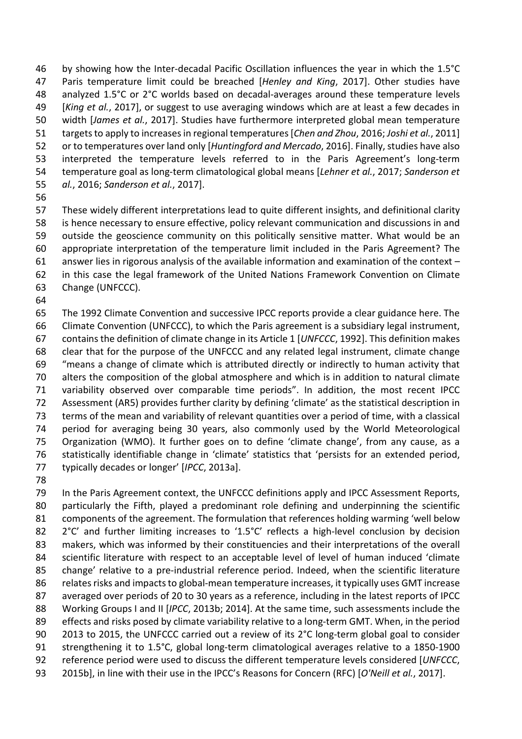by showing how the Inter-decadal Pacific Oscillation influences the year in which the 1.5°C Paris temperature limit could be breached [*Henley and King*, 2017]. Other studies have analyzed 1.5°C or 2°C worlds based on decadal-averages around these temperature levels [*King et al.*, 2017], or suggest to use averaging windows which are at least a few decades in width [*James et al.*, 2017]. Studies have furthermore interpreted global mean temperature targets to apply to increases in regional temperatures [*Chen and Zhou*, 2016; *Joshi et al.*, 2011] or to temperatures over land only [*Huntingford and Mercado*, 2016]. Finally, studies have also interpreted the temperature levels referred to in the Paris Agreement's long-term temperature goal as long-term climatological global means [*Lehner et al.*, 2017; *Sanderson et al.*, 2016; *Sanderson et al.*, 2017].

These widely different interpretations lead to quite different insights, and definitional clarity is hence necessary to ensure effective, policy relevant communication and discussions in and outside the geoscience community on this politically sensitive matter. What would be an appropriate interpretation of the temperature limit included in the Paris Agreement? The answer lies in rigorous analysis of the available information and examination of the context – in this case the legal framework of the United Nations Framework Convention on Climate Change (UNFCCC).

The 1992 Climate Convention and successive IPCC reports provide a clear guidance here. The Climate Convention (UNFCCC), to which the Paris agreement is a subsidiary legal instrument, contains the definition of climate change in its Article 1 [*UNFCCC*, 1992]. This definition makes clear that for the purpose of the UNFCCC and any related legal instrument, climate change "means a change of climate which is attributed directly or indirectly to human activity that alters the composition of the global atmosphere and which is in addition to natural climate variability observed over comparable time periods". In addition, the most recent IPCC Assessment (AR5) provides further clarity by defining 'climate' as the statistical description in terms of the mean and variability of relevant quantities over a period of time, with a classical period for averaging being 30 years, also commonly used by the World Meteorological Organization (WMO). It further goes on to define 'climate change', from any cause, as a statistically identifiable change in 'climate' statistics that 'persists for an extended period, typically decades or longer' [*IPCC*, 2013a].

In the Paris Agreement context, the UNFCCC definitions apply and IPCC Assessment Reports, particularly the Fifth, played a predominant role defining and underpinning the scientific components of the agreement. The formulation that references holding warming 'well below 2°C' and further limiting increases to '1.5°C' reflects a high-level conclusion by decision makers, which was informed by their constituencies and their interpretations of the overall scientific literature with respect to an acceptable level of level of human induced 'climate change' relative to a pre-industrial reference period. Indeed, when the scientific literature relates risks and impacts to global-mean temperature increases, it typically uses GMT increase averaged over periods of 20 to 30 years as a reference, including in the latest reports of IPCC Working Groups I and II [*IPCC*, 2013b; 2014]. At the same time, such assessments include the effects and risks posed by climate variability relative to a long-term GMT. When, in the period 2013 to 2015, the UNFCCC carried out a review of its 2°C long-term global goal to consider strengthening it to 1.5°C, global long-term climatological averages relative to a 1850-1900 reference period were used to discuss the different temperature levels considered [*UNFCCC*, 2015b], in line with their use in the IPCC's Reasons for Concern (RFC) [*O'Neill et al.*, 2017].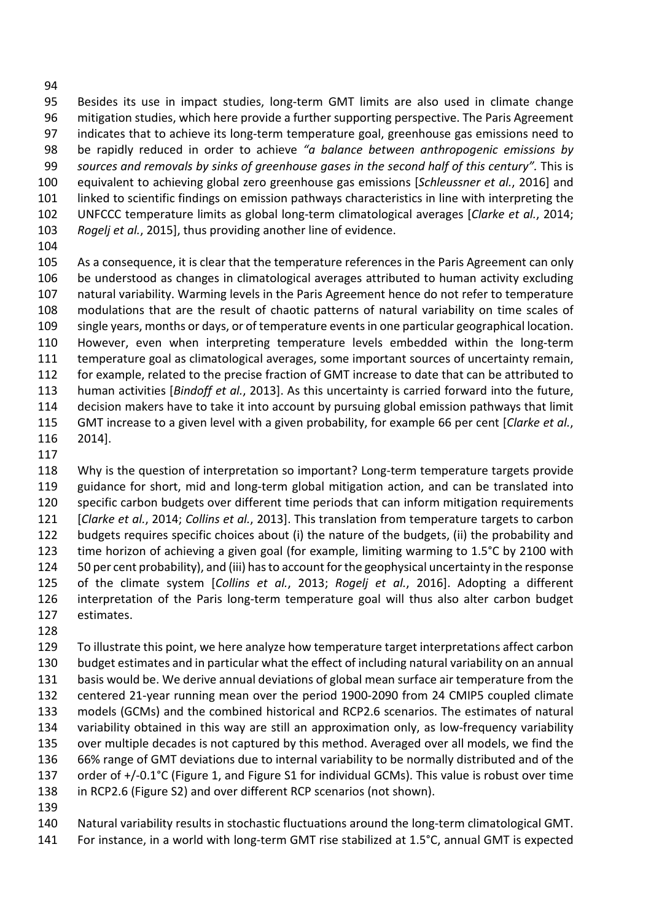Besides its use in impact studies, long-term GMT limits are also used in climate change mitigation studies, which here provide a further supporting perspective. The Paris Agreement indicates that to achieve its long-term temperature goal, greenhouse gas emissions need to be rapidly reduced in order to achieve *"a balance between anthropogenic emissions by sources and removals by sinks of greenhouse gases in the second half of this century"*. This is equivalent to achieving global zero greenhouse gas emissions [*Schleussner et al.*, 2016] and linked to scientific findings on emission pathways characteristics in line with interpreting the UNFCCC temperature limits as global long-term climatological averages [*Clarke et al.*, 2014; *Rogelj et al.*, 2015], thus providing another line of evidence.

As a consequence, it is clear that the temperature references in the Paris Agreement can only be understood as changes in climatological averages attributed to human activity excluding natural variability. Warming levels in the Paris Agreement hence do not refer to temperature modulations that are the result of chaotic patterns of natural variability on time scales of single years, months or days, or of temperature events in one particular geographical location. However, even when interpreting temperature levels embedded within the long-term temperature goal as climatological averages, some important sources of uncertainty remain, for example, related to the precise fraction of GMT increase to date that can be attributed to human activities [*Bindoff et al.*, 2013]. As this uncertainty is carried forward into the future, decision makers have to take it into account by pursuing global emission pathways that limit GMT increase to a given level with a given probability, for example 66 per cent [*Clarke et al.*, 2014].

Why is the question of interpretation so important? Long-term temperature targets provide guidance for short, mid and long-term global mitigation action, and can be translated into specific carbon budgets over different time periods that can inform mitigation requirements [*Clarke et al.*, 2014; *Collins et al.*, 2013]. This translation from temperature targets to carbon budgets requires specific choices about (i) the nature of the budgets, (ii) the probability and time horizon of achieving a given goal (for example, limiting warming to 1.5°C by 2100 with 50 per cent probability), and (iii) has to account for the geophysical uncertainty in the response of the climate system [*Collins et al.*, 2013; *Rogelj et al.*, 2016]. Adopting a different interpretation of the Paris long-term temperature goal will thus also alter carbon budget estimates.

To illustrate this point, we here analyze how temperature target interpretations affect carbon budget estimates and in particular what the effect of including natural variability on an annual basis would be. We derive annual deviations of global mean surface air temperature from the centered 21-year running mean over the period 1900-2090 from 24 CMIP5 coupled climate models (GCMs) and the combined historical and RCP2.6 scenarios. The estimates of natural variability obtained in this way are still an approximation only, as low-frequency variability over multiple decades is not captured by this method. Averaged over all models, we find the 66% range of GMT deviations due to internal variability to be normally distributed and of the order of +/-0.1°C (Figure 1, and Figure S1 for individual GCMs). This value is robust over time in RCP2.6 (Figure S2) and over different RCP scenarios (not shown).

Natural variability results in stochastic fluctuations around the long-term climatological GMT. For instance, in a world with long-term GMT rise stabilized at 1.5°C, annual GMT is expected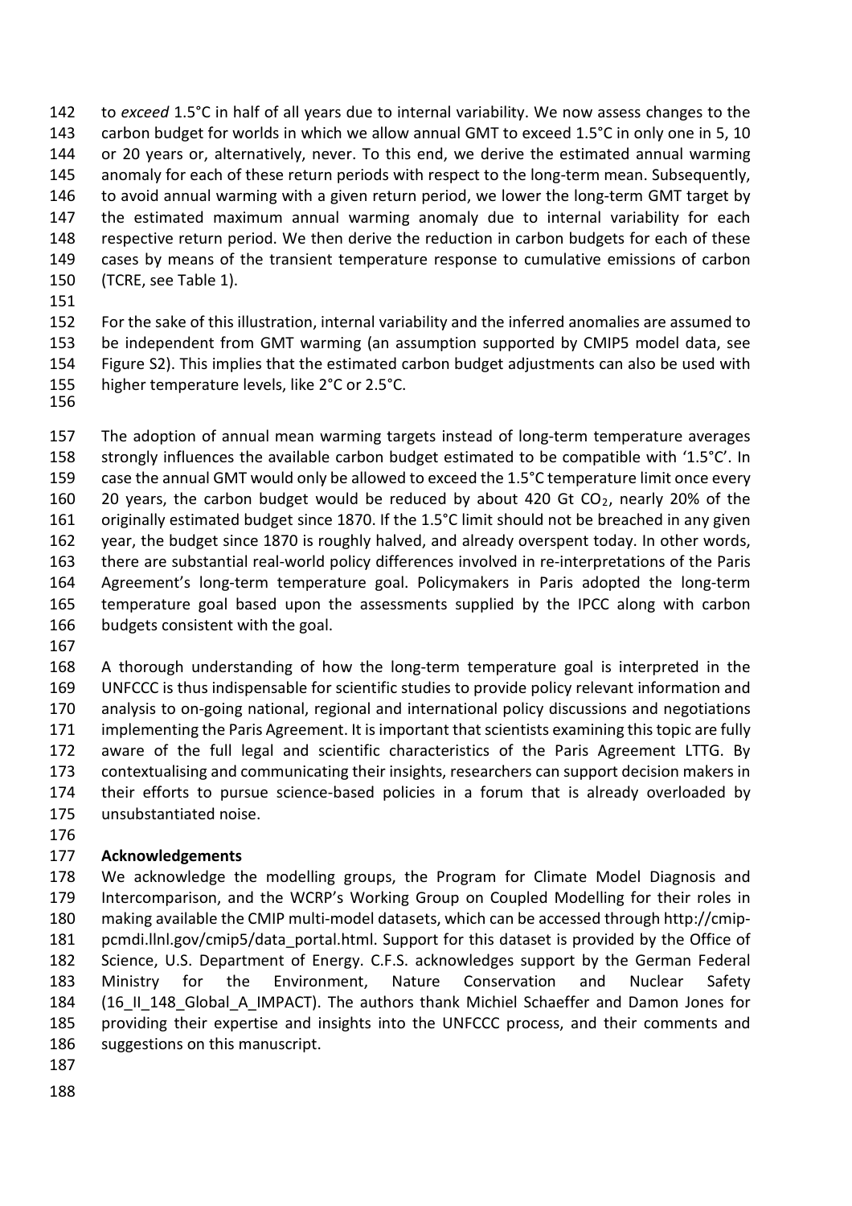to *exceed* 1.5°C in half of all years due to internal variability. We now assess changes to the carbon budget for worlds in which we allow annual GMT to exceed 1.5°C in only one in 5, 10 or 20 years or, alternatively, never. To this end, we derive the estimated annual warming anomaly for each of these return periods with respect to the long-term mean. Subsequently, to avoid annual warming with a given return period, we lower the long-term GMT target by the estimated maximum annual warming anomaly due to internal variability for each respective return period. We then derive the reduction in carbon budgets for each of these cases by means of the transient temperature response to cumulative emissions of carbon (TCRE, see Table 1).

For the sake of this illustration, internal variability and the inferred anomalies are assumed to be independent from GMT warming (an assumption supported by CMIP5 model data, see Figure S2). This implies that the estimated carbon budget adjustments can also be used with higher temperature levels, like 2°C or 2.5°C.

The adoption of annual mean warming targets instead of long-term temperature averages strongly influences the available carbon budget estimated to be compatible with '1.5°C'. In case the annual GMT would only be allowed to exceed the 1.5°C temperature limit once every 20 years, the carbon budget would be reduced by about 420 Gt $CO_2$, nearly 20% of the originally estimated budget since 1870. If the 1.5°C limit should not be breached in any given year, the budget since 1870 is roughly halved, and already overspent today. In other words, there are substantial real-world policy differences involved in re-interpretations of the Paris Agreement's long-term temperature goal. Policymakers in Paris adopted the long-term temperature goal based upon the assessments supplied by the IPCC along with carbon budgets consistent with the goal.

A thorough understanding of how the long-term temperature goal is interpreted in the UNFCCC is thus indispensable for scientific studies to provide policy relevant information and analysis to on-going national, regional and international policy discussions and negotiations implementing the Paris Agreement. It is important that scientists examining this topic are fully aware of the full legal and scientific characteristics of the Paris Agreement LTTG. By contextualising and communicating their insights, researchers can support decision makers in their efforts to pursue science-based policies in a forum that is already overloaded by unsubstantiated noise.

## Acknowledgements

We acknowledge the modelling groups, the Program for Climate Model Diagnosis and Intercomparison, and the WCRP's Working Group on Coupled Modelling for their roles in making available the CMIP multi-model datasets, which can be accessed through http://cmip-pcmdi.llnl.gov/cmip5/data_portal.html. Support for this dataset is provided by the Office of Science, U.S. Department of Energy. C.F.S. acknowledges support by the German Federal Ministry for the Environment, Nature Conservation and Nuclear Safety (16_II_148_Global_A_IMPACT). The authors thank Michiel Schaeffer and Damon Jones for providing their expertise and insights into the UNFCCC process, and their comments and suggestions on this manuscript.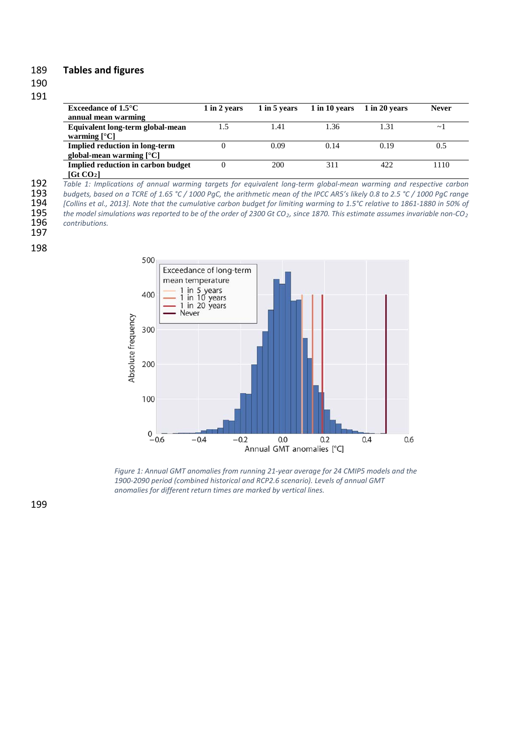## Tables and figures

| Exceedance of 1.5°C annual mean warming | 1 in 2 years | 1 in 5 years | 1 in 10 years | 1 in 20 years | Never |
|---|---|---|---|---|---|
| Equivalent long-term global-mean warming [°C] | 1.5 | 1.41 | 1.36 | 1.31 | ~1 |
| Implied reduction in long-term global-mean warming [°C] | 0 | 0.09 | 0.14 | 0.19 | 0.5 |
| Implied reduction in carbon budget [Gt $CO_2$] | 0 | 200 | 311 | 422 | 1110 |

*Table 1: Implications of annual warming targets for equivalent long-term global-mean warming and respective carbon budgets, based on a TCRE of 1.65 °C / 1000 PgC, the arithmetic mean of the IPCC AR5's likely 0.8 to 2.5 °C / 1000 PgC range [Collins et al., 2013]. Note that the cumulative carbon budget for limiting warming to 1.5°C relative to 1861-1880 in 50% of the model simulations was reported to be of the order of 2300 Gt $CO_2$, since 1870. This estimate assumes invariable non-$CO_2$ contributions.*

*Figure 1: Annual GMT anomalies from running 21-year average for 24 CMIP5 models and the 1900-2090 period (combined historical and RCP2.6 scenario). Levels of annual GMT anomalies for different return times are marked by vertical lines.*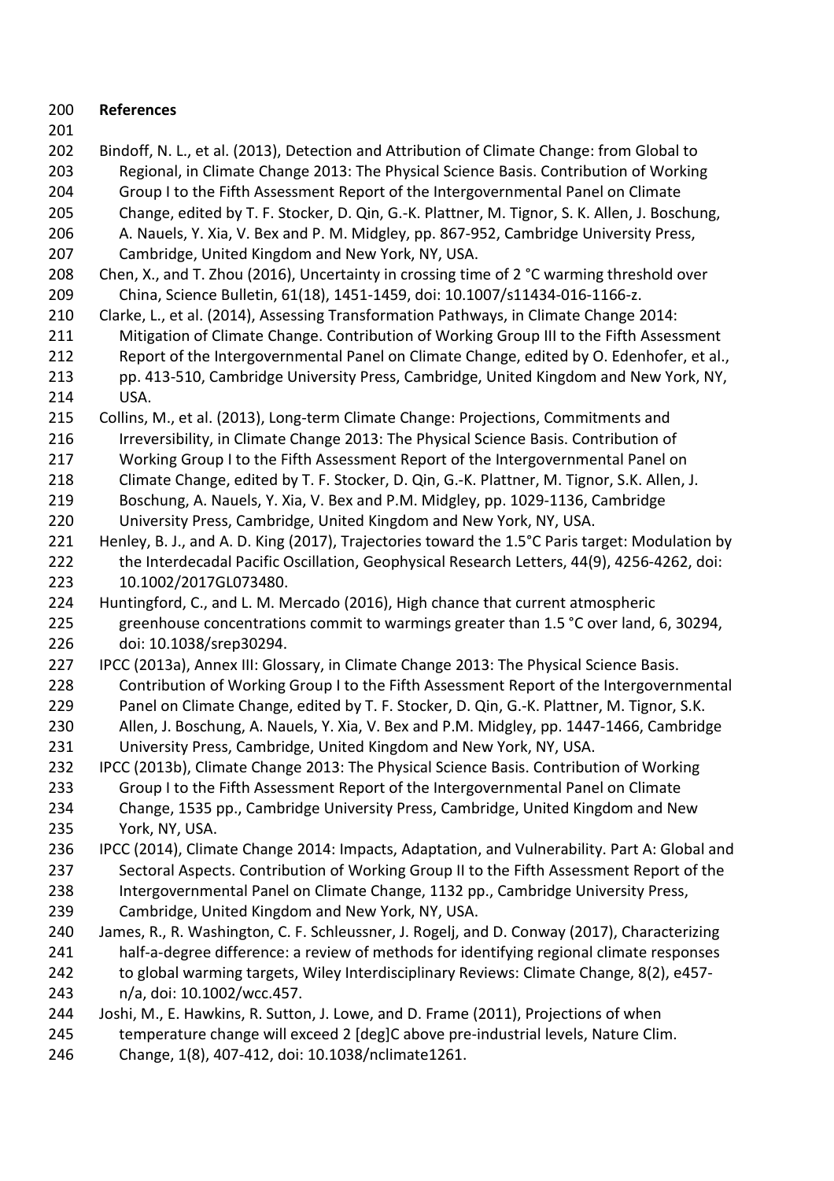## References

Bindoff, N. L., et al. (2013), Detection and Attribution of Climate Change: from Global to Regional, in Climate Change 2013: The Physical Science Basis. Contribution of Working Group I to the Fifth Assessment Report of the Intergovernmental Panel on Climate Change, edited by T. F. Stocker, D. Qin, G.-K. Plattner, M. Tignor, S. K. Allen, J. Boschung, A. Nauels, Y. Xia, V. Bex and P. M. Midgley, pp. 867-952, Cambridge University Press, Cambridge, United Kingdom and New York, NY, USA.

Chen, X., and T. Zhou (2016), Uncertainty in crossing time of 2 °C warming threshold over China, Science Bulletin, 61(18), 1451-1459, doi: 10.1007/s11434-016-1166-z.

Clarke, L., et al. (2014), Assessing Transformation Pathways, in Climate Change 2014: Mitigation of Climate Change. Contribution of Working Group III to the Fifth Assessment Report of the Intergovernmental Panel on Climate Change, edited by O. Edenhofer, et al., pp. 413-510, Cambridge University Press, Cambridge, United Kingdom and New York, NY, USA.

Collins, M., et al. (2013), Long-term Climate Change: Projections, Commitments and Irreversibility, in Climate Change 2013: The Physical Science Basis. Contribution of Working Group I to the Fifth Assessment Report of the Intergovernmental Panel on Climate Change, edited by T. F. Stocker, D. Qin, G.-K. Plattner, M. Tignor, S.K. Allen, J. Boschung, A. Nauels, Y. Xia, V. Bex and P.M. Midgley, pp. 1029-1136, Cambridge University Press, Cambridge, United Kingdom and New York, NY, USA.

Henley, B. J., and A. D. King (2017), Trajectories toward the 1.5°C Paris target: Modulation by the Interdecadal Pacific Oscillation, Geophysical Research Letters, 44(9), 4256-4262, doi: 10.1002/2017GL073480.

Huntingford, C., and L. M. Mercado (2016), High chance that current atmospheric greenhouse concentrations commit to warmings greater than 1.5 °C over land, 6, 30294, doi: 10.1038/srep30294.

IPCC (2013a), Annex III: Glossary, in Climate Change 2013: The Physical Science Basis. Contribution of Working Group I to the Fifth Assessment Report of the Intergovernmental Panel on Climate Change, edited by T. F. Stocker, D. Qin, G.-K. Plattner, M. Tignor, S.K. Allen, J. Boschung, A. Nauels, Y. Xia, V. Bex and P.M. Midgley, pp. 1447-1466, Cambridge University Press, Cambridge, United Kingdom and New York, NY, USA.

IPCC (2013b), Climate Change 2013: The Physical Science Basis. Contribution of Working Group I to the Fifth Assessment Report of the Intergovernmental Panel on Climate Change, 1535 pp., Cambridge University Press, Cambridge, United Kingdom and New York, NY, USA.

IPCC (2014), Climate Change 2014: Impacts, Adaptation, and Vulnerability. Part A: Global and Sectoral Aspects. Contribution of Working Group II to the Fifth Assessment Report of the Intergovernmental Panel on Climate Change, 1132 pp., Cambridge University Press, Cambridge, United Kingdom and New York, NY, USA.

James, R., R. Washington, C. F. Schleussner, J. Rogelj, and D. Conway (2017), Characterizing half-a-degree difference: a review of methods for identifying regional climate responses to global warming targets, Wiley Interdisciplinary Reviews: Climate Change, 8(2), e457-n/a, doi: 10.1002/wcc.457.

Joshi, M., E. Hawkins, R. Sutton, J. Lowe, and D. Frame (2011), Projections of when temperature change will exceed 2 [deg]C above pre-industrial levels, Nature Clim. Change, 1(8), 407-412, doi: 10.1038/nclimate1261.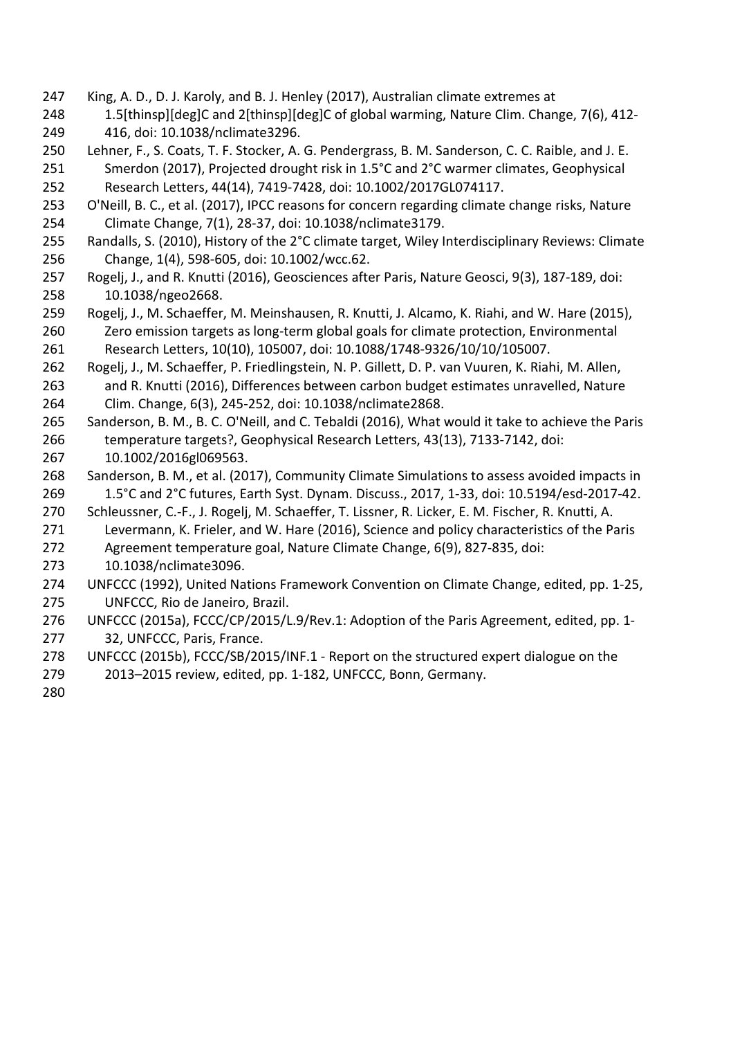King, A. D., D. J. Karoly, and B. J. Henley (2017), Australian climate extremes at 1.5[thinsp][deg]C and 2[thinsp][deg]C of global warming, Nature Clim. Change, 7(6), 412-416, doi: 10.1038/nclimate3296.

Lehner, F., S. Coats, T. F. Stocker, A. G. Pendergrass, B. M. Sanderson, C. C. Raible, and J. E. Smerdon (2017), Projected drought risk in 1.5°C and 2°C warmer climates, Geophysical Research Letters, 44(14), 7419-7428, doi: 10.1002/2017GL074117.

O'Neill, B. C., et al. (2017), IPCC reasons for concern regarding climate change risks, Nature Climate Change, 7(1), 28-37, doi: 10.1038/nclimate3179.

Randalls, S. (2010), History of the 2°C climate target, Wiley Interdisciplinary Reviews: Climate Change, 1(4), 598-605, doi: 10.1002/wcc.62.

Rogelj, J., and R. Knutti (2016), Geosciences after Paris, Nature Geosci, 9(3), 187-189, doi: 10.1038/ngeo2668.

Rogelj, J., M. Schaeffer, M. Meinshausen, R. Knutti, J. Alcamo, K. Riahi, and W. Hare (2015), Zero emission targets as long-term global goals for climate protection, Environmental Research Letters, 10(10), 105007, doi: 10.1088/1748-9326/10/10/105007.

Rogelj, J., M. Schaeffer, P. Friedlingstein, N. P. Gillett, D. P. van Vuuren, K. Riahi, M. Allen, and R. Knutti (2016), Differences between carbon budget estimates unravelled, Nature Clim. Change, 6(3), 245-252, doi: 10.1038/nclimate2868.

Sanderson, B. M., B. C. O'Neill, and C. Tebaldi (2016), What would it take to achieve the Paris temperature targets?, Geophysical Research Letters, 43(13), 7133-7142, doi: 10.1002/2016gl069563.

Sanderson, B. M., et al. (2017), Community Climate Simulations to assess avoided impacts in 1.5°C and 2°C futures, Earth Syst. Dynam. Discuss., 2017, 1-33, doi: 10.5194/esd-2017-42.

Schleussner, C.-F., J. Rogelj, M. Schaeffer, T. Lissner, R. Licker, E. M. Fischer, R. Knutti, A. Levermann, K. Frieler, and W. Hare (2016), Science and policy characteristics of the Paris Agreement temperature goal, Nature Climate Change, 6(9), 827-835, doi: 10.1038/nclimate3096.

UNFCCC (1992), United Nations Framework Convention on Climate Change, edited, pp. 1-25, UNFCCC, Rio de Janeiro, Brazil.

UNFCCC (2015a), FCCC/CP/2015/L.9/Rev.1: Adoption of the Paris Agreement, edited, pp. 1-32, UNFCCC, Paris, France.

UNFCCC (2015b), FCCC/SB/2015/INF.1 - Report on the structured expert dialogue on the 2013–2015 review, edited, pp. 1-182, UNFCCC, Bonn, Germany.